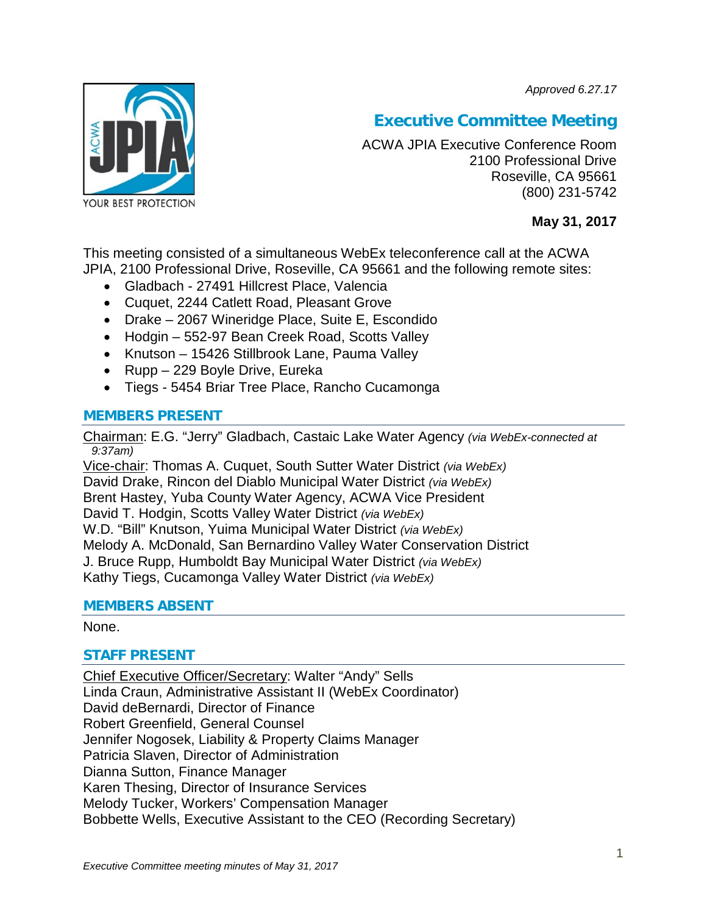*Approved 6.27.17*

# Executive Committee Meeting

ACWA JPIA Executive Conference Room
2100 Professional Drive
Roseville, CA 95661
(800) 231-5742

**May 31, 2017**

This meeting consisted of a simultaneous WebEx teleconference call at the ACWA JPIA, 2100 Professional Drive, Roseville, CA 95661 and the following remote sites:

- Gladbach - 27491 Hillcrest Place, Valencia
- Cuquet, 2244 Catlett Road, Pleasant Grove
- Drake – 2067 Wineridge Place, Suite E, Escondido
- Hodgin – 552-97 Bean Creek Road, Scotts Valley
- Knutson – 15426 Stillbrook Lane, Pauma Valley
- Rupp – 229 Boyle Drive, Eureka
- Tiegs - 5454 Briar Tree Place, Rancho Cucamonga

## MEMBERS PRESENT

Chairman: E.G. "Jerry" Gladbach, Castaic Lake Water Agency *(via WebEx-connected at 9:37am)*
Vice-chair: Thomas A. Cuquet, South Sutter Water District *(via WebEx)*
David Drake, Rincon del Diablo Municipal Water District *(via WebEx)*
Brent Hastey, Yuba County Water Agency, ACWA Vice President
David T. Hodgin, Scotts Valley Water District *(via WebEx)*
W.D. "Bill" Knutson, Yuima Municipal Water District *(via WebEx)*
Melody A. McDonald, San Bernardino Valley Water Conservation District
J. Bruce Rupp, Humboldt Bay Municipal Water District *(via WebEx)*
Kathy Tiegs, Cucamonga Valley Water District *(via WebEx)*

## MEMBERS ABSENT

None.

## STAFF PRESENT

Chief Executive Officer/Secretary: Walter "Andy" Sells
Linda Craun, Administrative Assistant II (WebEx Coordinator)
David deBernardi, Director of Finance
Robert Greenfield, General Counsel
Jennifer Nogosek, Liability & Property Claims Manager
Patricia Slaven, Director of Administration
Dianna Sutton, Finance Manager
Karen Thesing, Director of Insurance Services
Melody Tucker, Workers' Compensation Manager
Bobbette Wells, Executive Assistant to the CEO (Recording Secretary)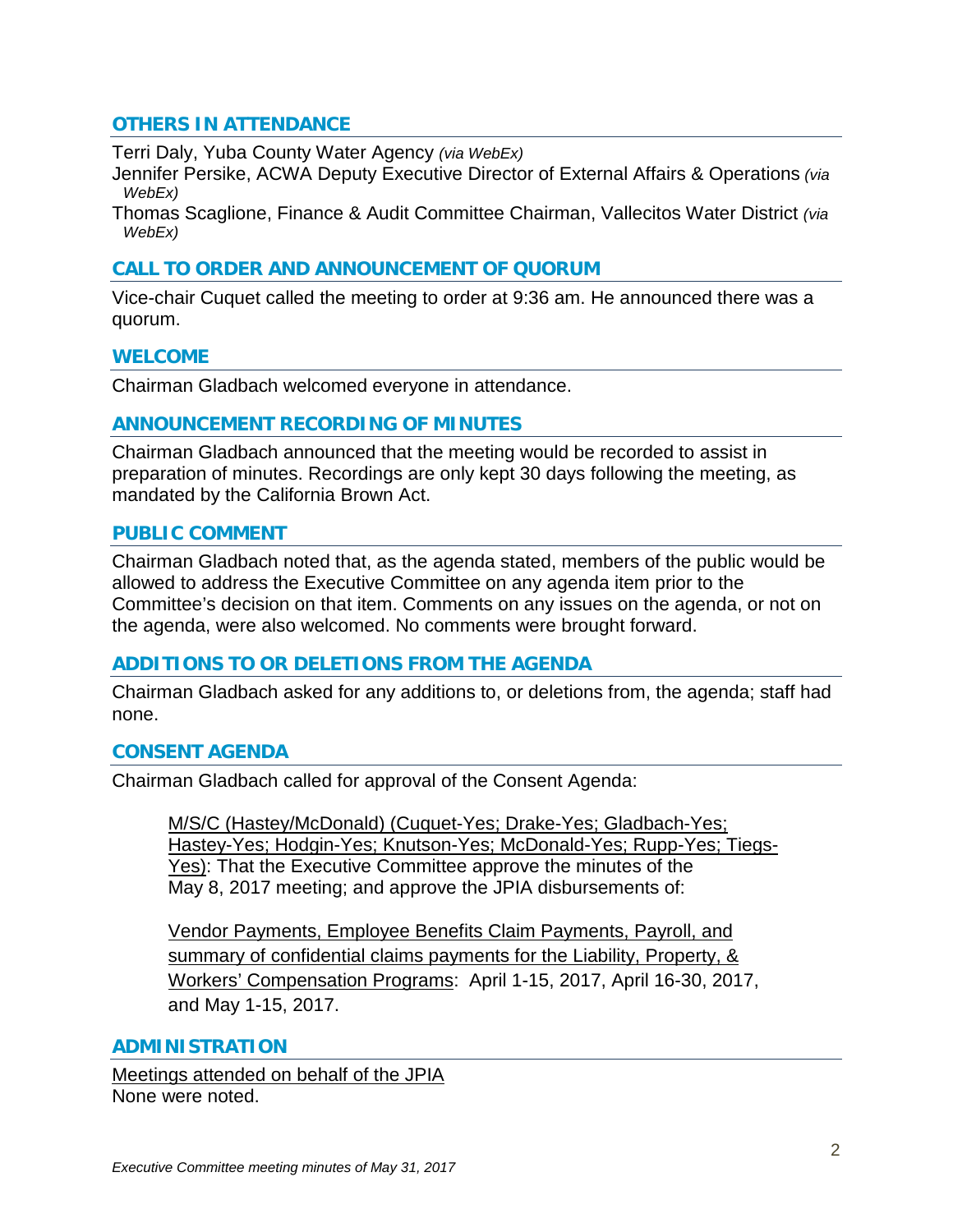## OTHERS IN ATTENDANCE

Terri Daly, Yuba County Water Agency *(via WebEx)*

Jennifer Persike, ACWA Deputy Executive Director of External Affairs & Operations *(via WebEx)*

Thomas Scaglione, Finance & Audit Committee Chairman, Vallecitos Water District *(via WebEx)*

## CALL TO ORDER AND ANNOUNCEMENT OF QUORUM

Vice-chair Cuquet called the meeting to order at 9:36 am. He announced there was a quorum.

## WELCOME

Chairman Gladbach welcomed everyone in attendance.

## ANNOUNCEMENT RECORDING OF MINUTES

Chairman Gladbach announced that the meeting would be recorded to assist in preparation of minutes. Recordings are only kept 30 days following the meeting, as mandated by the California Brown Act.

## PUBLIC COMMENT

Chairman Gladbach noted that, as the agenda stated, members of the public would be allowed to address the Executive Committee on any agenda item prior to the Committee's decision on that item. Comments on any issues on the agenda, or not on the agenda, were also welcomed. No comments were brought forward.

## ADDITIONS TO OR DELETIONS FROM THE AGENDA

Chairman Gladbach asked for any additions to, or deletions from, the agenda; staff had none.

## CONSENT AGENDA

Chairman Gladbach called for approval of the Consent Agenda:

> M/S/C (Hastey/McDonald) (Cuquet-Yes; Drake-Yes; Gladbach-Yes; Hastey-Yes; Hodgin-Yes; Knutson-Yes; McDonald-Yes; Rupp-Yes; Tiegs-Yes): That the Executive Committee approve the minutes of the May 8, 2017 meeting; and approve the JPIA disbursements of:
>
> Vendor Payments, Employee Benefits Claim Payments, Payroll, and summary of confidential claims payments for the Liability, Property, & Workers' Compensation Programs: April 1-15, 2017, April 16-30, 2017, and May 1-15, 2017.

## ADMINISTRATION

Meetings attended on behalf of the JPIA

None were noted.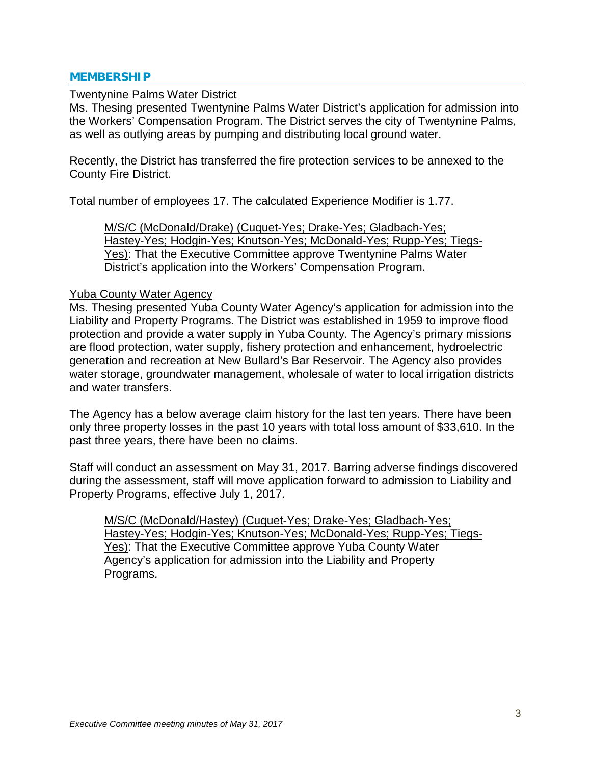## MEMBERSHIP

Twentynine Palms Water District

Ms. Thesing presented Twentynine Palms Water District's application for admission into the Workers' Compensation Program. The District serves the city of Twentynine Palms, as well as outlying areas by pumping and distributing local ground water.

Recently, the District has transferred the fire protection services to be annexed to the County Fire District.

Total number of employees 17. The calculated Experience Modifier is 1.77.

> M/S/C (McDonald/Drake) (Cuquet-Yes; Drake-Yes; Gladbach-Yes; Hastey-Yes; Hodgin-Yes; Knutson-Yes; McDonald-Yes; Rupp-Yes; Tiegs-Yes): That the Executive Committee approve Twentynine Palms Water District's application into the Workers' Compensation Program.

Yuba County Water Agency

Ms. Thesing presented Yuba County Water Agency's application for admission into the Liability and Property Programs. The District was established in 1959 to improve flood protection and provide a water supply in Yuba County. The Agency's primary missions are flood protection, water supply, fishery protection and enhancement, hydroelectric generation and recreation at New Bullard's Bar Reservoir. The Agency also provides water storage, groundwater management, wholesale of water to local irrigation districts and water transfers.

The Agency has a below average claim history for the last ten years. There have been only three property losses in the past 10 years with total loss amount of $33,610. In the past three years, there have been no claims.

Staff will conduct an assessment on May 31, 2017. Barring adverse findings discovered during the assessment, staff will move application forward to admission to Liability and Property Programs, effective July 1, 2017.

> M/S/C (McDonald/Hastey) (Cuquet-Yes; Drake-Yes; Gladbach-Yes; Hastey-Yes; Hodgin-Yes; Knutson-Yes; McDonald-Yes; Rupp-Yes; Tiegs-Yes): That the Executive Committee approve Yuba County Water Agency's application for admission into the Liability and Property Programs.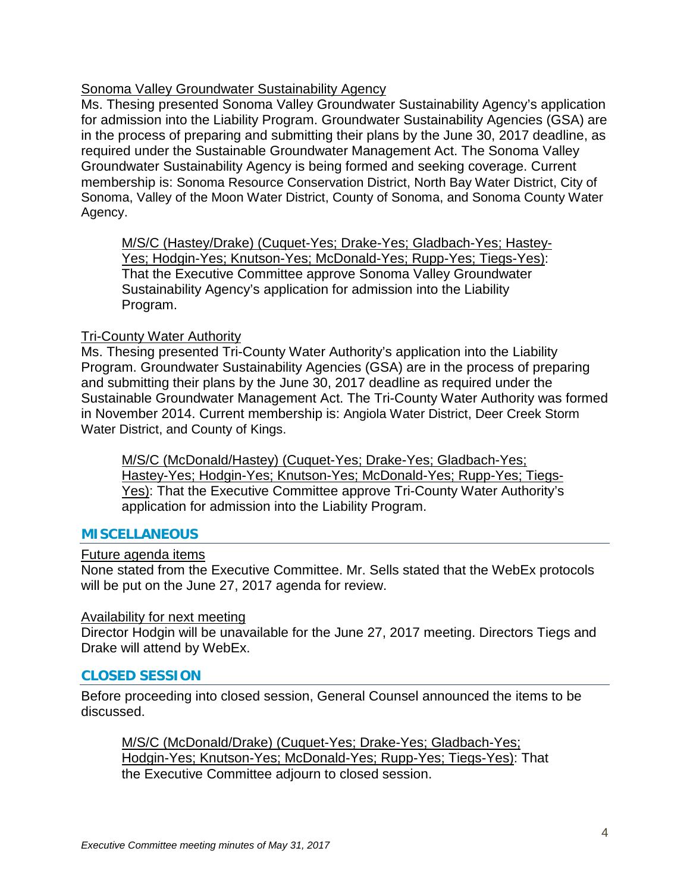<u>Sonoma Valley Groundwater Sustainability Agency</u>

Ms. Thesing presented Sonoma Valley Groundwater Sustainability Agency's application for admission into the Liability Program. Groundwater Sustainability Agencies (GSA) are in the process of preparing and submitting their plans by the June 30, 2017 deadline, as required under the Sustainable Groundwater Management Act. The Sonoma Valley Groundwater Sustainability Agency is being formed and seeking coverage. Current membership is: Sonoma Resource Conservation District, North Bay Water District, City of Sonoma, Valley of the Moon Water District, County of Sonoma, and Sonoma County Water Agency.

> <u>M/S/C (Hastey/Drake) (Cuquet-Yes; Drake-Yes; Gladbach-Yes; Hastey-Yes; Hodgin-Yes; Knutson-Yes; McDonald-Yes; Rupp-Yes; Tiegs-Yes)</u>: That the Executive Committee approve Sonoma Valley Groundwater Sustainability Agency's application for admission into the Liability Program.

<u>Tri-County Water Authority</u>

Ms. Thesing presented Tri-County Water Authority's application into the Liability Program. Groundwater Sustainability Agencies (GSA) are in the process of preparing and submitting their plans by the June 30, 2017 deadline as required under the Sustainable Groundwater Management Act. The Tri-County Water Authority was formed in November 2014. Current membership is: Angiola Water District, Deer Creek Storm Water District, and County of Kings.

> <u>M/S/C (McDonald/Hastey) (Cuquet-Yes; Drake-Yes; Gladbach-Yes; Hastey-Yes; Hodgin-Yes; Knutson-Yes; McDonald-Yes; Rupp-Yes; Tiegs-Yes)</u>: That the Executive Committee approve Tri-County Water Authority's application for admission into the Liability Program.

## MISCELLANEOUS

<u>Future agenda items</u>

None stated from the Executive Committee. Mr. Sells stated that the WebEx protocols will be put on the June 27, 2017 agenda for review.

<u>Availability for next meeting</u>

Director Hodgin will be unavailable for the June 27, 2017 meeting. Directors Tiegs and Drake will attend by WebEx.

## CLOSED SESSION

Before proceeding into closed session, General Counsel announced the items to be discussed.

> <u>M/S/C (McDonald/Drake) (Cuquet-Yes; Drake-Yes; Gladbach-Yes; Hodgin-Yes; Knutson-Yes; McDonald-Yes; Rupp-Yes; Tiegs-Yes)</u>: That the Executive Committee adjourn to closed session.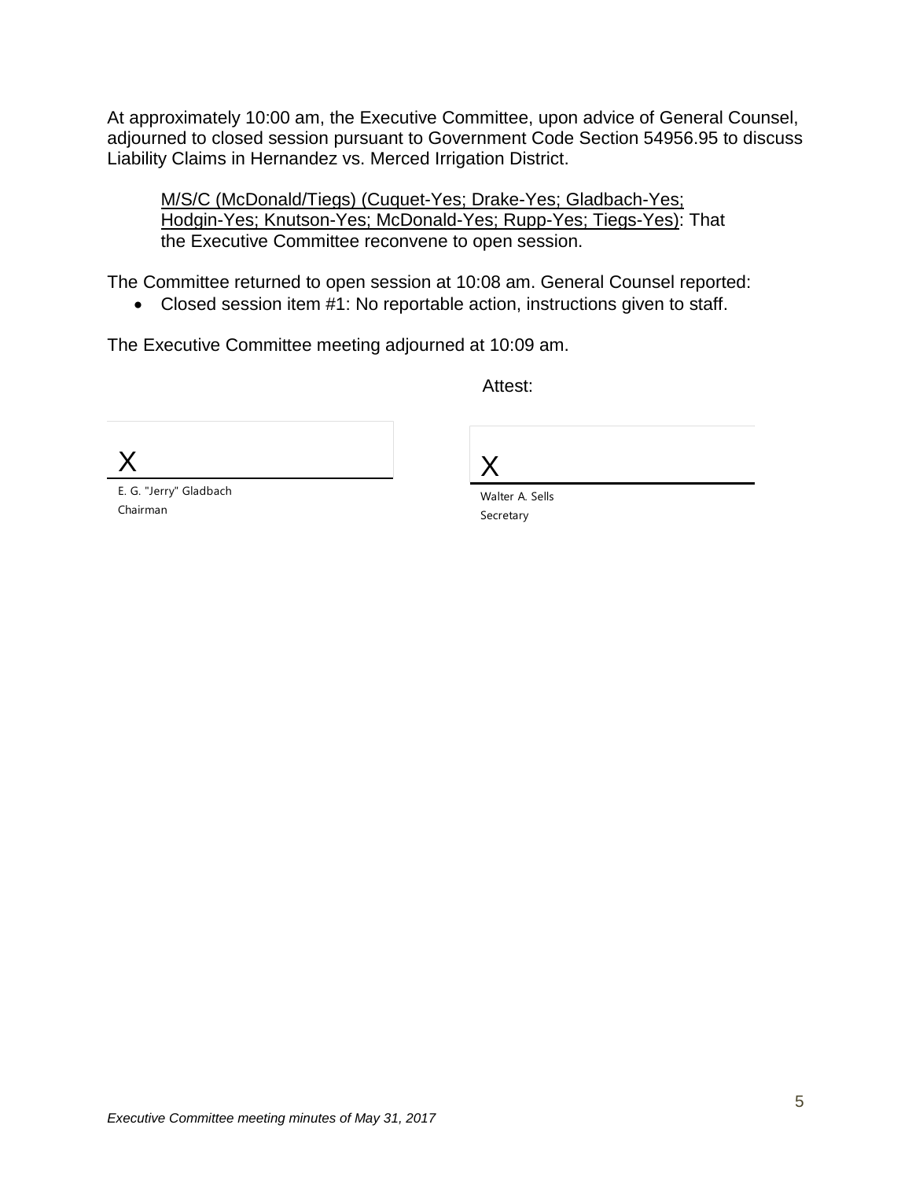At approximately 10:00 am, the Executive Committee, upon advice of General Counsel, adjourned to closed session pursuant to Government Code Section 54956.95 to discuss Liability Claims in Hernandez vs. Merced Irrigation District.

> M/S/C (McDonald/Tiegs) (Cuquet-Yes; Drake-Yes; Gladbach-Yes; Hodgin-Yes; Knutson-Yes; McDonald-Yes; Rupp-Yes; Tiegs-Yes): That the Executive Committee reconvene to open session.

The Committee returned to open session at 10:08 am. General Counsel reported:

- Closed session item #1: No reportable action, instructions given to staff.

The Executive Committee meeting adjourned at 10:09 am.

Attest:

X
E. G. "Jerry" Gladbach
Chairman

X
Walter A. Sells
Secretary

*Executive Committee meeting minutes of May 31, 2017*